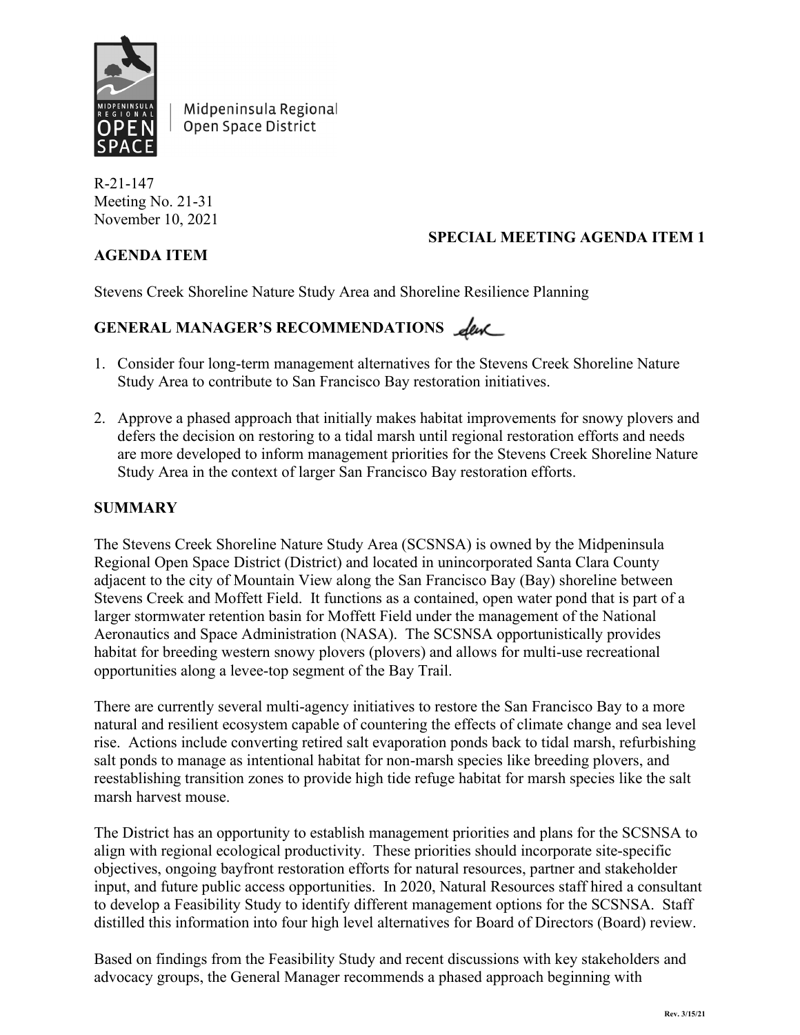Midpeninsula Regional Open Space District

R-21-147
Meeting No. 21-31
November 10, 2021

**SPECIAL MEETING AGENDA ITEM 1**

**AGENDA ITEM**

Stevens Creek Shoreline Nature Study Area and Shoreline Resilience Planning

**GENERAL MANAGER'S RECOMMENDATIONS**

1. Consider four long-term management alternatives for the Stevens Creek Shoreline Nature Study Area to contribute to San Francisco Bay restoration initiatives.

2. Approve a phased approach that initially makes habitat improvements for snowy plovers and defers the decision on restoring to a tidal marsh until regional restoration efforts and needs are more developed to inform management priorities for the Stevens Creek Shoreline Nature Study Area in the context of larger San Francisco Bay restoration efforts.

**SUMMARY**

The Stevens Creek Shoreline Nature Study Area (SCSNSA) is owned by the Midpeninsula Regional Open Space District (District) and located in unincorporated Santa Clara County adjacent to the city of Mountain View along the San Francisco Bay (Bay) shoreline between Stevens Creek and Moffett Field. It functions as a contained, open water pond that is part of a larger stormwater retention basin for Moffett Field under the management of the National Aeronautics and Space Administration (NASA). The SCSNSA opportunistically provides habitat for breeding western snowy plovers (plovers) and allows for multi-use recreational opportunities along a levee-top segment of the Bay Trail.

There are currently several multi-agency initiatives to restore the San Francisco Bay to a more natural and resilient ecosystem capable of countering the effects of climate change and sea level rise. Actions include converting retired salt evaporation ponds back to tidal marsh, refurbishing salt ponds to manage as intentional habitat for non-marsh species like breeding plovers, and reestablishing transition zones to provide high tide refuge habitat for marsh species like the salt marsh harvest mouse.

The District has an opportunity to establish management priorities and plans for the SCSNSA to align with regional ecological productivity. These priorities should incorporate site-specific objectives, ongoing bayfront restoration efforts for natural resources, partner and stakeholder input, and future public access opportunities. In 2020, Natural Resources staff hired a consultant to develop a Feasibility Study to identify different management options for the SCSNSA. Staff distilled this information into four high level alternatives for Board of Directors (Board) review.

Based on findings from the Feasibility Study and recent discussions with key stakeholders and advocacy groups, the General Manager recommends a phased approach beginning with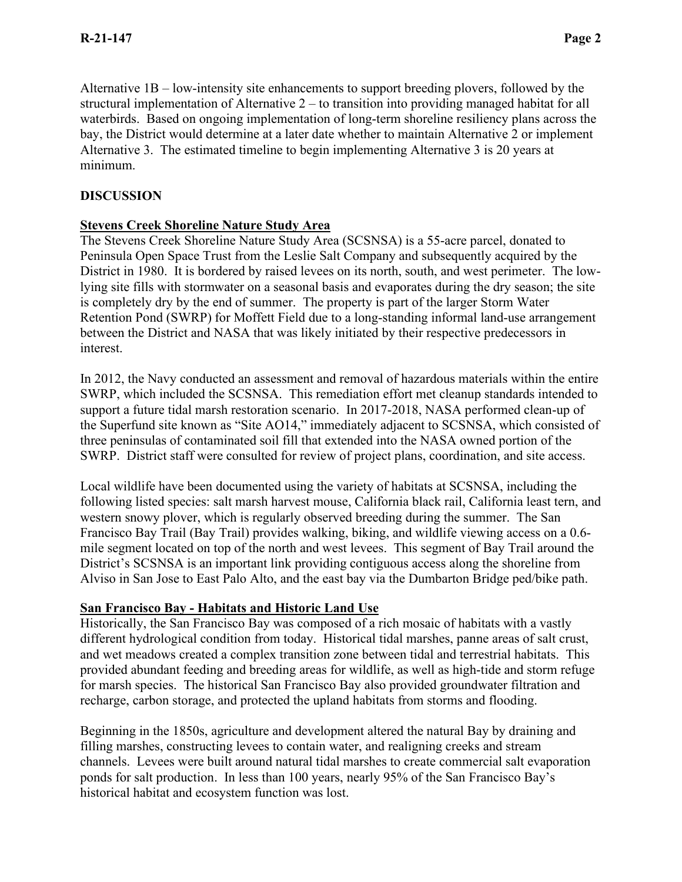Alternative 1B – low-intensity site enhancements to support breeding plovers, followed by the structural implementation of Alternative 2 – to transition into providing managed habitat for all waterbirds. Based on ongoing implementation of long-term shoreline resiliency plans across the bay, the District would determine at a later date whether to maintain Alternative 2 or implement Alternative 3. The estimated timeline to begin implementing Alternative 3 is 20 years at minimum.

## DISCUSSION

### Stevens Creek Shoreline Nature Study Area

The Stevens Creek Shoreline Nature Study Area (SCSNSA) is a 55-acre parcel, donated to Peninsula Open Space Trust from the Leslie Salt Company and subsequently acquired by the District in 1980. It is bordered by raised levees on its north, south, and west perimeter. The low-lying site fills with stormwater on a seasonal basis and evaporates during the dry season; the site is completely dry by the end of summer. The property is part of the larger Storm Water Retention Pond (SWRP) for Moffett Field due to a long-standing informal land-use arrangement between the District and NASA that was likely initiated by their respective predecessors in interest.

In 2012, the Navy conducted an assessment and removal of hazardous materials within the entire SWRP, which included the SCSNSA. This remediation effort met cleanup standards intended to support a future tidal marsh restoration scenario. In 2017-2018, NASA performed clean-up of the Superfund site known as "Site AO14," immediately adjacent to SCSNSA, which consisted of three peninsulas of contaminated soil fill that extended into the NASA owned portion of the SWRP. District staff were consulted for review of project plans, coordination, and site access.

Local wildlife have been documented using the variety of habitats at SCSNSA, including the following listed species: salt marsh harvest mouse, California black rail, California least tern, and western snowy plover, which is regularly observed breeding during the summer. The San Francisco Bay Trail (Bay Trail) provides walking, biking, and wildlife viewing access on a 0.6-mile segment located on top of the north and west levees. This segment of Bay Trail around the District's SCSNSA is an important link providing contiguous access along the shoreline from Alviso in San Jose to East Palo Alto, and the east bay via the Dumbarton Bridge ped/bike path.

### San Francisco Bay - Habitats and Historic Land Use

Historically, the San Francisco Bay was composed of a rich mosaic of habitats with a vastly different hydrological condition from today. Historical tidal marshes, panne areas of salt crust, and wet meadows created a complex transition zone between tidal and terrestrial habitats. This provided abundant feeding and breeding areas for wildlife, as well as high-tide and storm refuge for marsh species. The historical San Francisco Bay also provided groundwater filtration and recharge, carbon storage, and protected the upland habitats from storms and flooding.

Beginning in the 1850s, agriculture and development altered the natural Bay by draining and filling marshes, constructing levees to contain water, and realigning creeks and stream channels. Levees were built around natural tidal marshes to create commercial salt evaporation ponds for salt production. In less than 100 years, nearly 95% of the San Francisco Bay's historical habitat and ecosystem function was lost.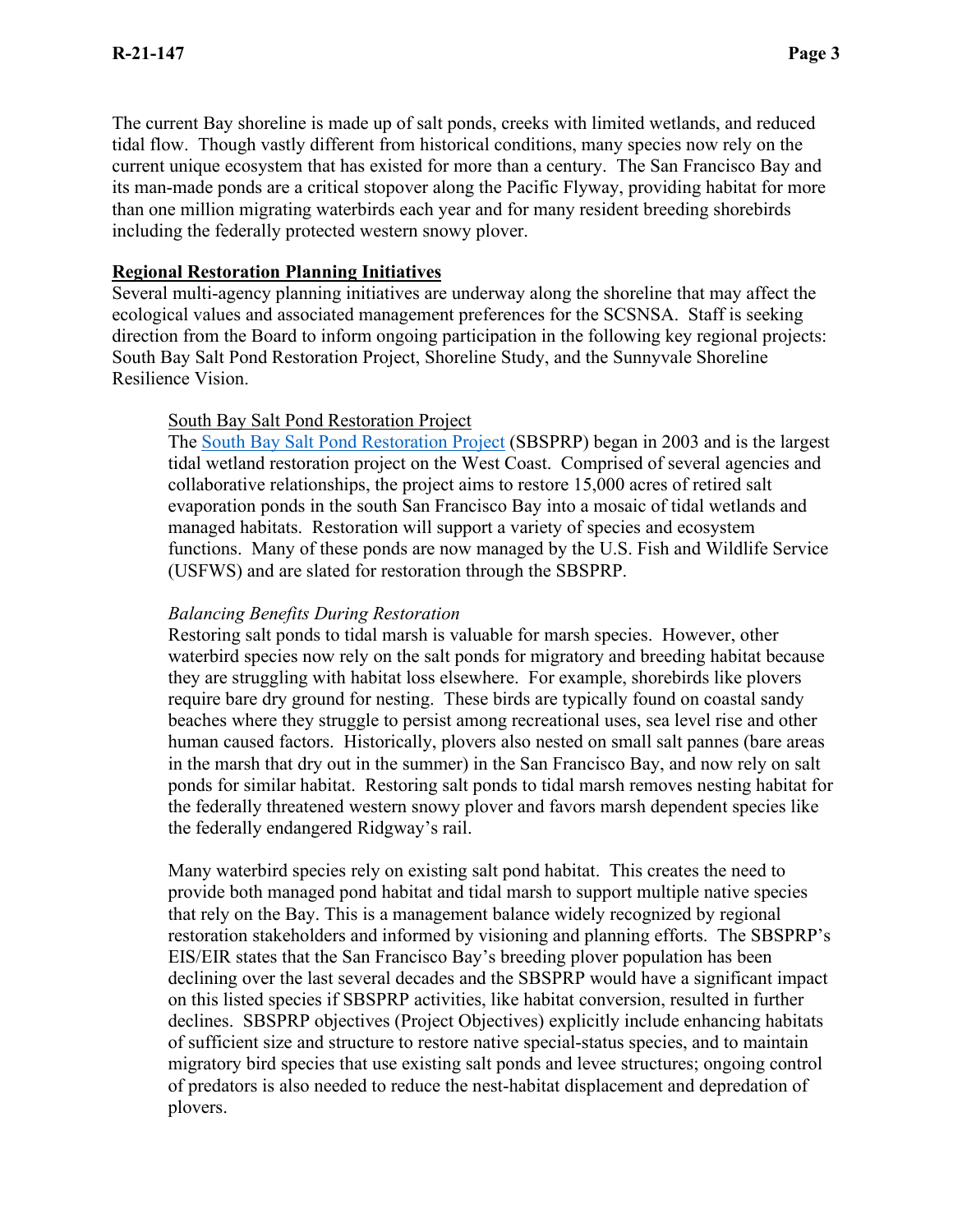The current Bay shoreline is made up of salt ponds, creeks with limited wetlands, and reduced tidal flow. Though vastly different from historical conditions, many species now rely on the current unique ecosystem that has existed for more than a century. The San Francisco Bay and its man-made ponds are a critical stopover along the Pacific Flyway, providing habitat for more than one million migrating waterbirds each year and for many resident breeding shorebirds including the federally protected western snowy plover.

**Regional Restoration Planning Initiatives**

Several multi-agency planning initiatives are underway along the shoreline that may affect the ecological values and associated management preferences for the SCSNSA. Staff is seeking direction from the Board to inform ongoing participation in the following key regional projects: South Bay Salt Pond Restoration Project, Shoreline Study, and the Sunnyvale Shoreline Resilience Vision.

South Bay Salt Pond Restoration Project

The South Bay Salt Pond Restoration Project (SBSPRP) began in 2003 and is the largest tidal wetland restoration project on the West Coast. Comprised of several agencies and collaborative relationships, the project aims to restore 15,000 acres of retired salt evaporation ponds in the south San Francisco Bay into a mosaic of tidal wetlands and managed habitats. Restoration will support a variety of species and ecosystem functions. Many of these ponds are now managed by the U.S. Fish and Wildlife Service (USFWS) and are slated for restoration through the SBSPRP.

*Balancing Benefits During Restoration*

Restoring salt ponds to tidal marsh is valuable for marsh species. However, other waterbird species now rely on the salt ponds for migratory and breeding habitat because they are struggling with habitat loss elsewhere. For example, shorebirds like plovers require bare dry ground for nesting. These birds are typically found on coastal sandy beaches where they struggle to persist among recreational uses, sea level rise and other human caused factors. Historically, plovers also nested on small salt pannes (bare areas in the marsh that dry out in the summer) in the San Francisco Bay, and now rely on salt ponds for similar habitat. Restoring salt ponds to tidal marsh removes nesting habitat for the federally threatened western snowy plover and favors marsh dependent species like the federally endangered Ridgway's rail.

Many waterbird species rely on existing salt pond habitat. This creates the need to provide both managed pond habitat and tidal marsh to support multiple native species that rely on the Bay. This is a management balance widely recognized by regional restoration stakeholders and informed by visioning and planning efforts. The SBSPRP's EIS/EIR states that the San Francisco Bay's breeding plover population has been declining over the last several decades and the SBSPRP would have a significant impact on this listed species if SBSPRP activities, like habitat conversion, resulted in further declines. SBSPRP objectives (Project Objectives) explicitly include enhancing habitats of sufficient size and structure to restore native special-status species, and to maintain migratory bird species that use existing salt ponds and levee structures; ongoing control of predators is also needed to reduce the nest-habitat displacement and depredation of plovers.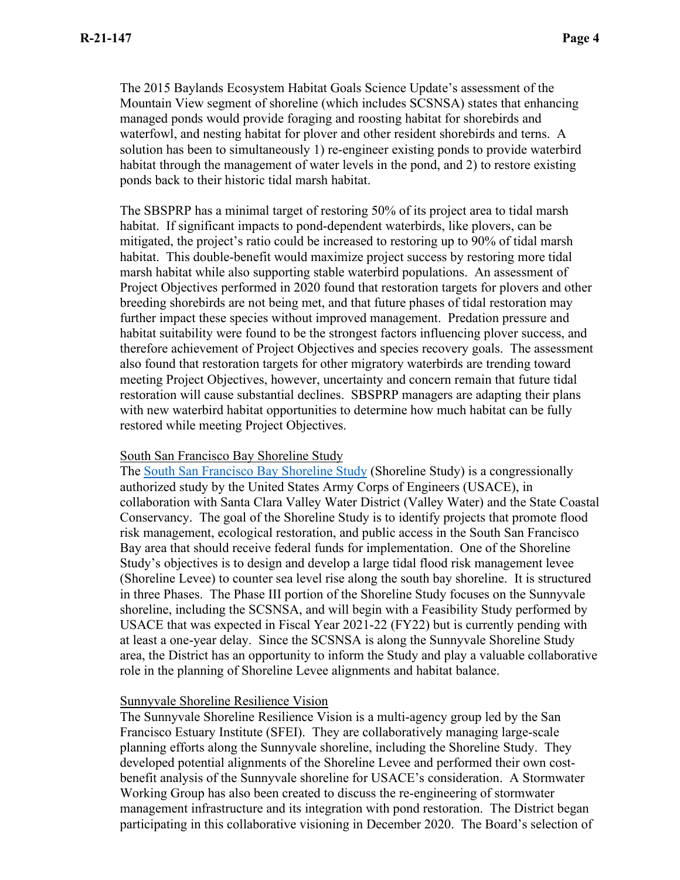The 2015 Baylands Ecosystem Habitat Goals Science Update's assessment of the Mountain View segment of shoreline (which includes SCSNSA) states that enhancing managed ponds would provide foraging and roosting habitat for shorebirds and waterfowl, and nesting habitat for plover and other resident shorebirds and terns. A solution has been to simultaneously 1) re-engineer existing ponds to provide waterbird habitat through the management of water levels in the pond, and 2) to restore existing ponds back to their historic tidal marsh habitat.

The SBSPRP has a minimal target of restoring 50% of its project area to tidal marsh habitat. If significant impacts to pond-dependent waterbirds, like plovers, can be mitigated, the project's ratio could be increased to restoring up to 90% of tidal marsh habitat. This double-benefit would maximize project success by restoring more tidal marsh habitat while also supporting stable waterbird populations. An assessment of Project Objectives performed in 2020 found that restoration targets for plovers and other breeding shorebirds are not being met, and that future phases of tidal restoration may further impact these species without improved management. Predation pressure and habitat suitability were found to be the strongest factors influencing plover success, and therefore achievement of Project Objectives and species recovery goals. The assessment also found that restoration targets for other migratory waterbirds are trending toward meeting Project Objectives, however, uncertainty and concern remain that future tidal restoration will cause substantial declines. SBSPRP managers are adapting their plans with new waterbird habitat opportunities to determine how much habitat can be fully restored while meeting Project Objectives.

<u>South San Francisco Bay Shoreline Study</u>

The South San Francisco Bay Shoreline Study (Shoreline Study) is a congressionally authorized study by the United States Army Corps of Engineers (USACE), in collaboration with Santa Clara Valley Water District (Valley Water) and the State Coastal Conservancy. The goal of the Shoreline Study is to identify projects that promote flood risk management, ecological restoration, and public access in the South San Francisco Bay area that should receive federal funds for implementation. One of the Shoreline Study's objectives is to design and develop a large tidal flood risk management levee (Shoreline Levee) to counter sea level rise along the south bay shoreline. It is structured in three Phases. The Phase III portion of the Shoreline Study focuses on the Sunnyvale shoreline, including the SCSNSA, and will begin with a Feasibility Study performed by USACE that was expected in Fiscal Year 2021-22 (FY22) but is currently pending with at least a one-year delay. Since the SCSNSA is along the Sunnyvale Shoreline Study area, the District has an opportunity to inform the Study and play a valuable collaborative role in the planning of Shoreline Levee alignments and habitat balance.

<u>Sunnyvale Shoreline Resilience Vision</u>

The Sunnyvale Shoreline Resilience Vision is a multi-agency group led by the San Francisco Estuary Institute (SFEI). They are collaboratively managing large-scale planning efforts along the Sunnyvale shoreline, including the Shoreline Study. They developed potential alignments of the Shoreline Levee and performed their own cost-benefit analysis of the Sunnyvale shoreline for USACE's consideration. A Stormwater Working Group has also been created to discuss the re-engineering of stormwater management infrastructure and its integration with pond restoration. The District began participating in this collaborative visioning in December 2020. The Board's selection of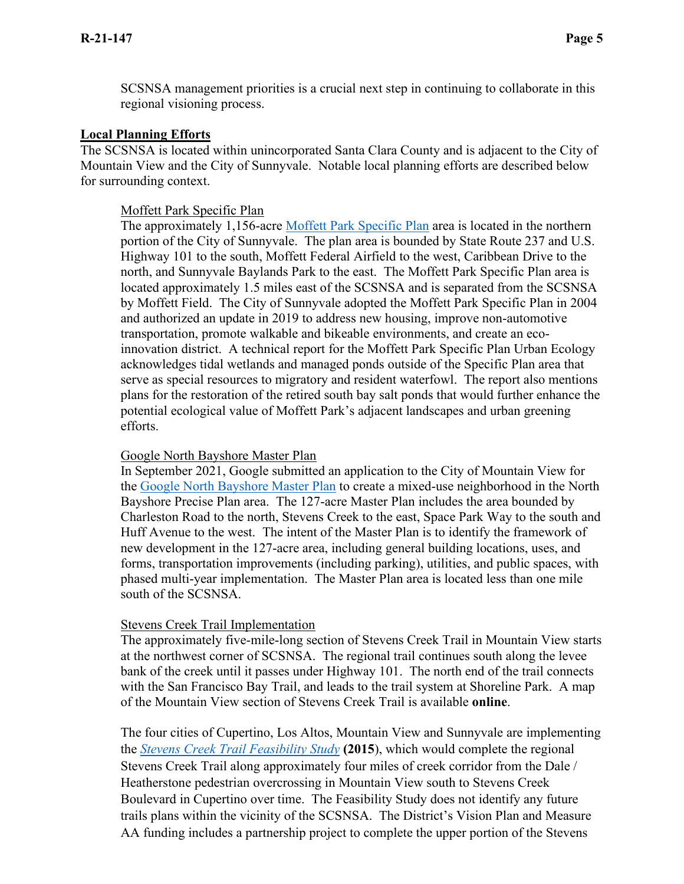SCSNSA management priorities is a crucial next step in continuing to collaborate in this regional visioning process.

## Local Planning Efforts

The SCSNSA is located within unincorporated Santa Clara County and is adjacent to the City of Mountain View and the City of Sunnyvale. Notable local planning efforts are described below for surrounding context.

### Moffett Park Specific Plan

The approximately 1,156-acre Moffett Park Specific Plan area is located in the northern portion of the City of Sunnyvale. The plan area is bounded by State Route 237 and U.S. Highway 101 to the south, Moffett Federal Airfield to the west, Caribbean Drive to the north, and Sunnyvale Baylands Park to the east. The Moffett Park Specific Plan area is located approximately 1.5 miles east of the SCSNSA and is separated from the SCSNSA by Moffett Field. The City of Sunnyvale adopted the Moffett Park Specific Plan in 2004 and authorized an update in 2019 to address new housing, improve non-automotive transportation, promote walkable and bikeable environments, and create an eco-innovation district. A technical report for the Moffett Park Specific Plan Urban Ecology acknowledges tidal wetlands and managed ponds outside of the Specific Plan area that serve as special resources to migratory and resident waterfowl. The report also mentions plans for the restoration of the retired south bay salt ponds that would further enhance the potential ecological value of Moffett Park's adjacent landscapes and urban greening efforts.

### Google North Bayshore Master Plan

In September 2021, Google submitted an application to the City of Mountain View for the Google North Bayshore Master Plan to create a mixed-use neighborhood in the North Bayshore Precise Plan area. The 127-acre Master Plan includes the area bounded by Charleston Road to the north, Stevens Creek to the east, Space Park Way to the south and Huff Avenue to the west. The intent of the Master Plan is to identify the framework of new development in the 127-acre area, including general building locations, uses, and forms, transportation improvements (including parking), utilities, and public spaces, with phased multi-year implementation. The Master Plan is located less than one mile south of the SCSNSA.

### Stevens Creek Trail Implementation

The approximately five-mile-long section of Stevens Creek Trail in Mountain View starts at the northwest corner of SCSNSA. The regional trail continues south along the levee bank of the creek until it passes under Highway 101. The north end of the trail connects with the San Francisco Bay Trail, and leads to the trail system at Shoreline Park. A map of the Mountain View section of Stevens Creek Trail is available **online**.

The four cities of Cupertino, Los Altos, Mountain View and Sunnyvale are implementing the *Stevens Creek Trail Feasibility Study* **(2015)**, which would complete the regional Stevens Creek Trail along approximately four miles of creek corridor from the Dale / Heatherstone pedestrian overcrossing in Mountain View south to Stevens Creek Boulevard in Cupertino over time. The Feasibility Study does not identify any future trails plans within the vicinity of the SCSNSA. The District's Vision Plan and Measure AA funding includes a partnership project to complete the upper portion of the Stevens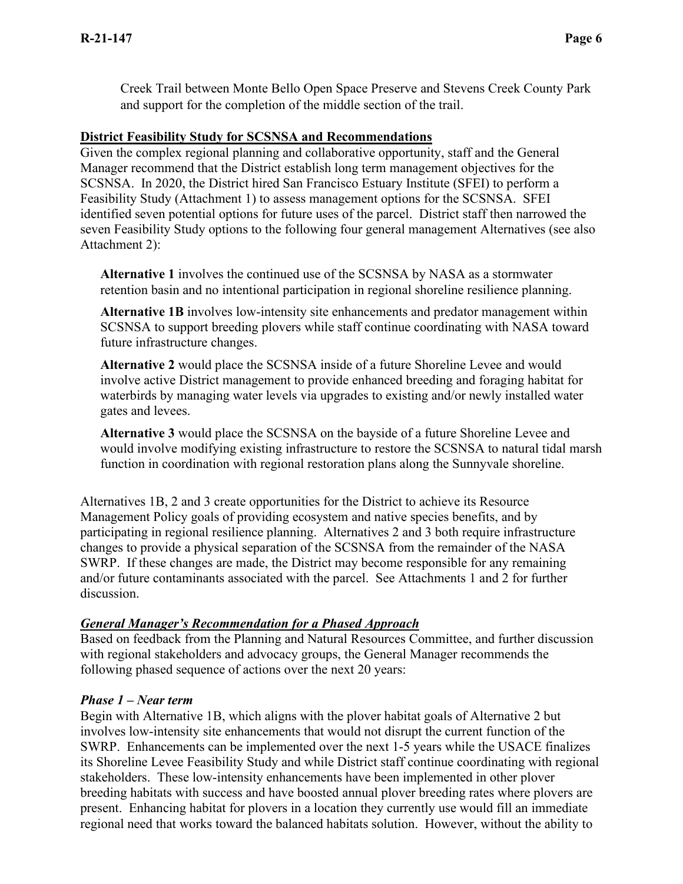Creek Trail between Monte Bello Open Space Preserve and Stevens Creek County Park and support for the completion of the middle section of the trail.

**District Feasibility Study for SCSNSA and Recommendations**

Given the complex regional planning and collaborative opportunity, staff and the General Manager recommend that the District establish long term management objectives for the SCSNSA. In 2020, the District hired San Francisco Estuary Institute (SFEI) to perform a Feasibility Study (Attachment 1) to assess management options for the SCSNSA. SFEI identified seven potential options for future uses of the parcel. District staff then narrowed the seven Feasibility Study options to the following four general management Alternatives (see also Attachment 2):

**Alternative 1** involves the continued use of the SCSNSA by NASA as a stormwater retention basin and no intentional participation in regional shoreline resilience planning.

**Alternative 1B** involves low-intensity site enhancements and predator management within SCSNSA to support breeding plovers while staff continue coordinating with NASA toward future infrastructure changes.

**Alternative 2** would place the SCSNSA inside of a future Shoreline Levee and would involve active District management to provide enhanced breeding and foraging habitat for waterbirds by managing water levels via upgrades to existing and/or newly installed water gates and levees.

**Alternative 3** would place the SCSNSA on the bayside of a future Shoreline Levee and would involve modifying existing infrastructure to restore the SCSNSA to natural tidal marsh function in coordination with regional restoration plans along the Sunnyvale shoreline.

Alternatives 1B, 2 and 3 create opportunities for the District to achieve its Resource Management Policy goals of providing ecosystem and native species benefits, and by participating in regional resilience planning. Alternatives 2 and 3 both require infrastructure changes to provide a physical separation of the SCSNSA from the remainder of the NASA SWRP. If these changes are made, the District may become responsible for any remaining and/or future contaminants associated with the parcel. See Attachments 1 and 2 for further discussion.

***General Manager's Recommendation for a Phased Approach***

Based on feedback from the Planning and Natural Resources Committee, and further discussion with regional stakeholders and advocacy groups, the General Manager recommends the following phased sequence of actions over the next 20 years:

***Phase 1 – Near term***

Begin with Alternative 1B, which aligns with the plover habitat goals of Alternative 2 but involves low-intensity site enhancements that would not disrupt the current function of the SWRP. Enhancements can be implemented over the next 1-5 years while the USACE finalizes its Shoreline Levee Feasibility Study and while District staff continue coordinating with regional stakeholders. These low-intensity enhancements have been implemented in other plover breeding habitats with success and have boosted annual plover breeding rates where plovers are present. Enhancing habitat for plovers in a location they currently use would fill an immediate regional need that works toward the balanced habitats solution. However, without the ability to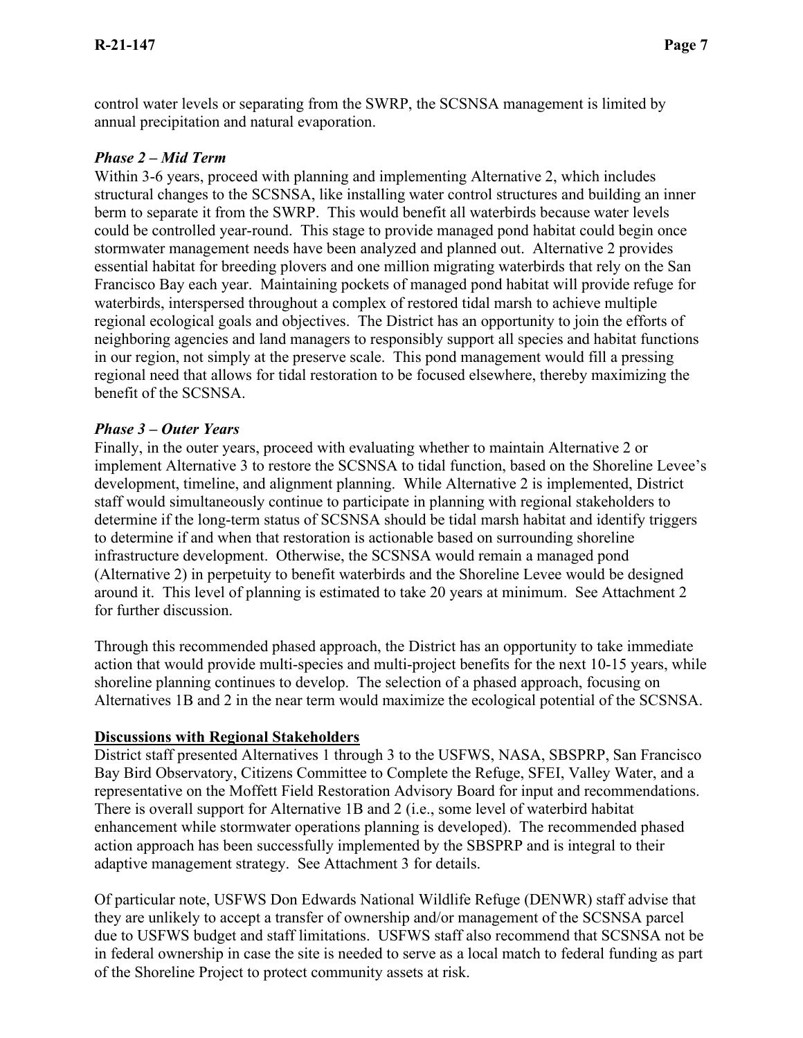control water levels or separating from the SWRP, the SCSNSA management is limited by annual precipitation and natural evaporation.

***Phase 2 – Mid Term***

Within 3-6 years, proceed with planning and implementing Alternative 2, which includes structural changes to the SCSNSA, like installing water control structures and building an inner berm to separate it from the SWRP. This would benefit all waterbirds because water levels could be controlled year-round. This stage to provide managed pond habitat could begin once stormwater management needs have been analyzed and planned out. Alternative 2 provides essential habitat for breeding plovers and one million migrating waterbirds that rely on the San Francisco Bay each year. Maintaining pockets of managed pond habitat will provide refuge for waterbirds, interspersed throughout a complex of restored tidal marsh to achieve multiple regional ecological goals and objectives. The District has an opportunity to join the efforts of neighboring agencies and land managers to responsibly support all species and habitat functions in our region, not simply at the preserve scale. This pond management would fill a pressing regional need that allows for tidal restoration to be focused elsewhere, thereby maximizing the benefit of the SCSNSA.

***Phase 3 – Outer Years***

Finally, in the outer years, proceed with evaluating whether to maintain Alternative 2 or implement Alternative 3 to restore the SCSNSA to tidal function, based on the Shoreline Levee's development, timeline, and alignment planning. While Alternative 2 is implemented, District staff would simultaneously continue to participate in planning with regional stakeholders to determine if the long-term status of SCSNSA should be tidal marsh habitat and identify triggers to determine if and when that restoration is actionable based on surrounding shoreline infrastructure development. Otherwise, the SCSNSA would remain a managed pond (Alternative 2) in perpetuity to benefit waterbirds and the Shoreline Levee would be designed around it. This level of planning is estimated to take 20 years at minimum. See Attachment 2 for further discussion.

Through this recommended phased approach, the District has an opportunity to take immediate action that would provide multi-species and multi-project benefits for the next 10-15 years, while shoreline planning continues to develop. The selection of a phased approach, focusing on Alternatives 1B and 2 in the near term would maximize the ecological potential of the SCSNSA.

**Discussions with Regional Stakeholders**

District staff presented Alternatives 1 through 3 to the USFWS, NASA, SBSPRP, San Francisco Bay Bird Observatory, Citizens Committee to Complete the Refuge, SFEI, Valley Water, and a representative on the Moffett Field Restoration Advisory Board for input and recommendations. There is overall support for Alternative 1B and 2 (i.e., some level of waterbird habitat enhancement while stormwater operations planning is developed). The recommended phased action approach has been successfully implemented by the SBSPRP and is integral to their adaptive management strategy. See Attachment 3 for details.

Of particular note, USFWS Don Edwards National Wildlife Refuge (DENWR) staff advise that they are unlikely to accept a transfer of ownership and/or management of the SCSNSA parcel due to USFWS budget and staff limitations. USFWS staff also recommend that SCSNSA not be in federal ownership in case the site is needed to serve as a local match to federal funding as part of the Shoreline Project to protect community assets at risk.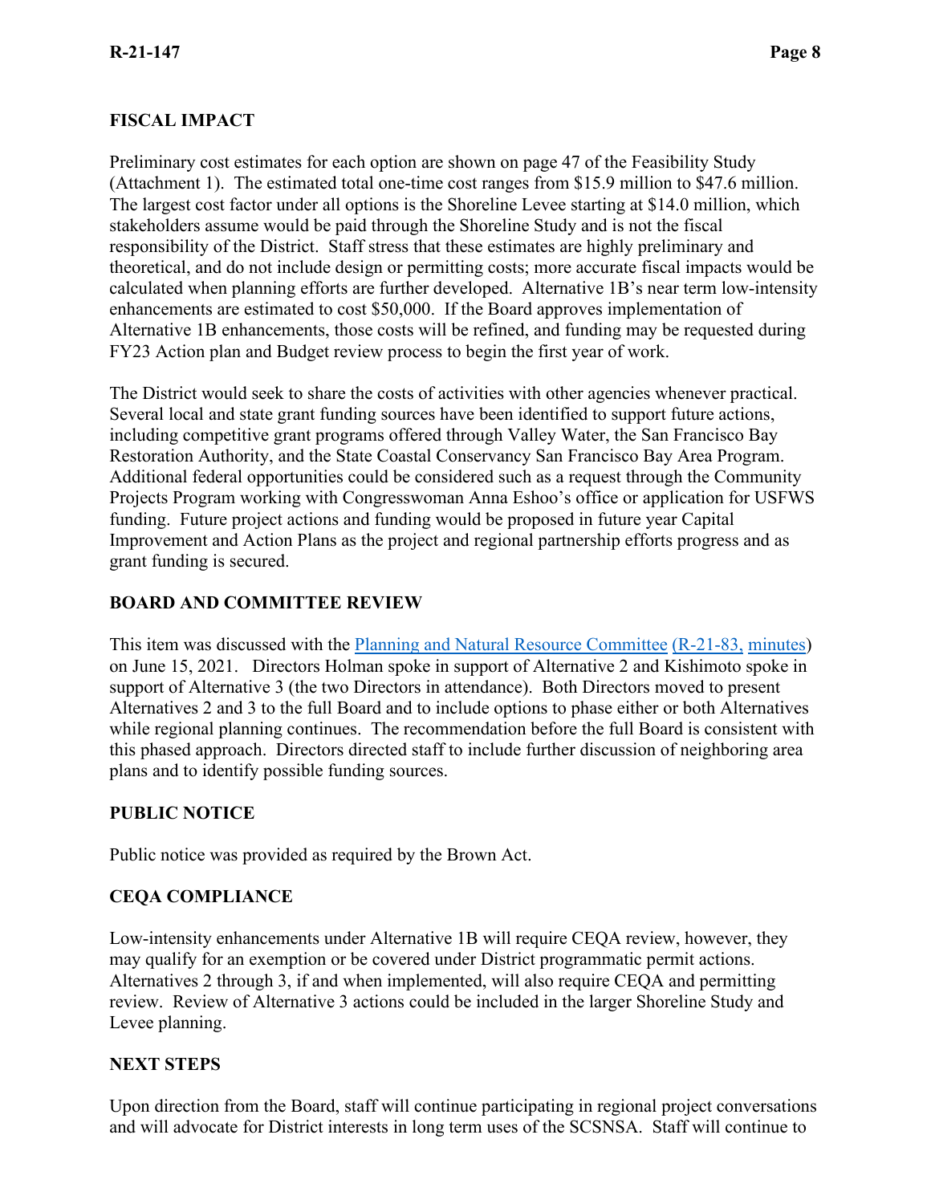## FISCAL IMPACT

Preliminary cost estimates for each option are shown on page 47 of the Feasibility Study (Attachment 1). The estimated total one-time cost ranges from $15.9 million to $47.6 million. The largest cost factor under all options is the Shoreline Levee starting at $14.0 million, which stakeholders assume would be paid through the Shoreline Study and is not the fiscal responsibility of the District. Staff stress that these estimates are highly preliminary and theoretical, and do not include design or permitting costs; more accurate fiscal impacts would be calculated when planning efforts are further developed. Alternative 1B's near term low-intensity enhancements are estimated to cost $50,000. If the Board approves implementation of Alternative 1B enhancements, those costs will be refined, and funding may be requested during FY23 Action plan and Budget review process to begin the first year of work.

The District would seek to share the costs of activities with other agencies whenever practical. Several local and state grant funding sources have been identified to support future actions, including competitive grant programs offered through Valley Water, the San Francisco Bay Restoration Authority, and the State Coastal Conservancy San Francisco Bay Area Program. Additional federal opportunities could be considered such as a request through the Community Projects Program working with Congresswoman Anna Eshoo's office or application for USFWS funding. Future project actions and funding would be proposed in future year Capital Improvement and Action Plans as the project and regional partnership efforts progress and as grant funding is secured.

## BOARD AND COMMITTEE REVIEW

This item was discussed with the Planning and Natural Resource Committee (R-21-83, minutes) on June 15, 2021. Directors Holman spoke in support of Alternative 2 and Kishimoto spoke in support of Alternative 3 (the two Directors in attendance). Both Directors moved to present Alternatives 2 and 3 to the full Board and to include options to phase either or both Alternatives while regional planning continues. The recommendation before the full Board is consistent with this phased approach. Directors directed staff to include further discussion of neighboring area plans and to identify possible funding sources.

## PUBLIC NOTICE

Public notice was provided as required by the Brown Act.

## CEQA COMPLIANCE

Low-intensity enhancements under Alternative 1B will require CEQA review, however, they may qualify for an exemption or be covered under District programmatic permit actions. Alternatives 2 through 3, if and when implemented, will also require CEQA and permitting review. Review of Alternative 3 actions could be included in the larger Shoreline Study and Levee planning.

## NEXT STEPS

Upon direction from the Board, staff will continue participating in regional project conversations and will advocate for District interests in long term uses of the SCSNSA. Staff will continue to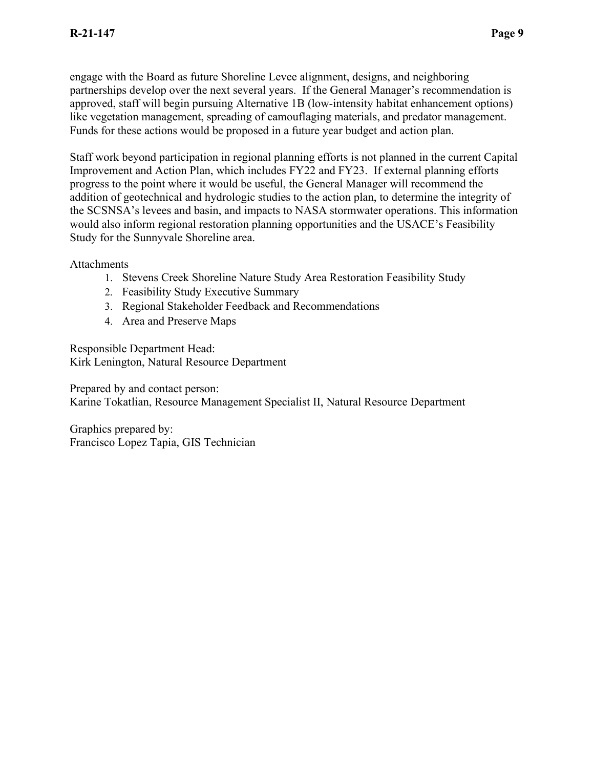engage with the Board as future Shoreline Levee alignment, designs, and neighboring partnerships develop over the next several years. If the General Manager's recommendation is approved, staff will begin pursuing Alternative 1B (low-intensity habitat enhancement options) like vegetation management, spreading of camouflaging materials, and predator management. Funds for these actions would be proposed in a future year budget and action plan.

Staff work beyond participation in regional planning efforts is not planned in the current Capital Improvement and Action Plan, which includes FY22 and FY23. If external planning efforts progress to the point where it would be useful, the General Manager will recommend the addition of geotechnical and hydrologic studies to the action plan, to determine the integrity of the SCSNSA's levees and basin, and impacts to NASA stormwater operations. This information would also inform regional restoration planning opportunities and the USACE's Feasibility Study for the Sunnyvale Shoreline area.

Attachments

1. Stevens Creek Shoreline Nature Study Area Restoration Feasibility Study
2. Feasibility Study Executive Summary
3. Regional Stakeholder Feedback and Recommendations
4. Area and Preserve Maps

Responsible Department Head:
Kirk Lenington, Natural Resource Department

Prepared by and contact person:
Karine Tokatlian, Resource Management Specialist II, Natural Resource Department

Graphics prepared by:
Francisco Lopez Tapia, GIS Technician